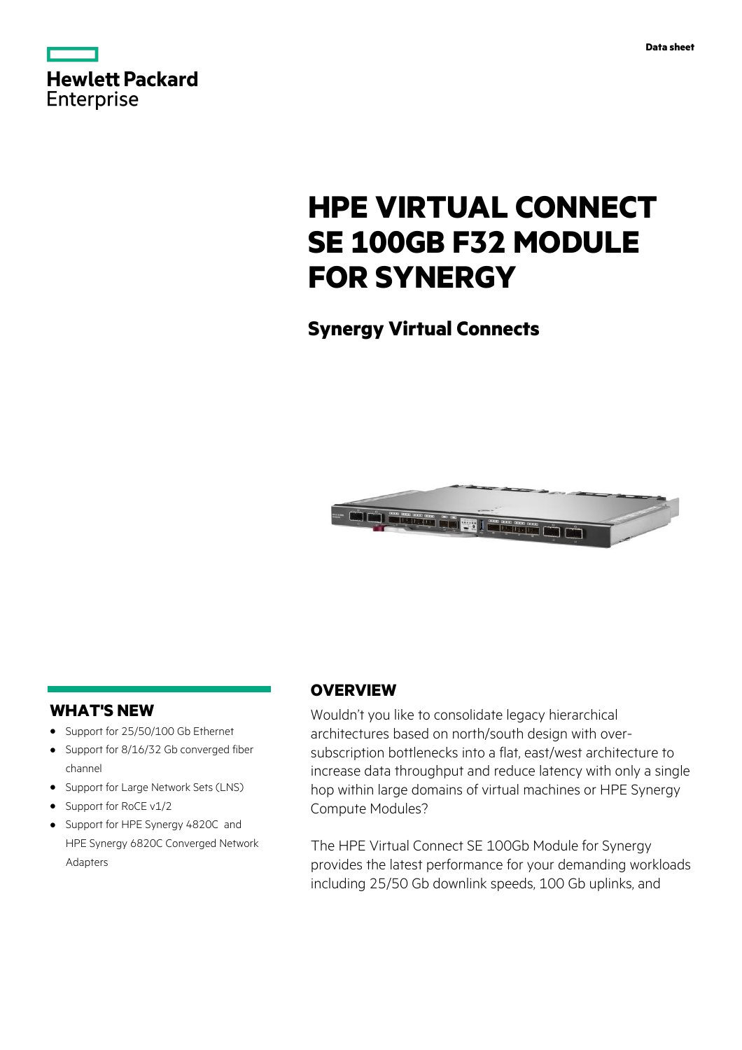Data sheet

# HPE VIRTUAL CONNECT SE 100GB F32 MODULE FOR SYNERGY

## Synergy Virtual Connects

## WHAT'S NEW

- Support for 25/50/100 Gb Ethernet
- Support for 8/16/32 Gb converged fiber channel
- Support for Large Network Sets (LNS)
- Support for RoCE v1/2
- Support for HPE Synergy 4820C and HPE Synergy 6820C Converged Network Adapters

## OVERVIEW

Wouldn't you like to consolidate legacy hierarchical architectures based on north/south design with over-subscription bottlenecks into a flat, east/west architecture to increase data throughput and reduce latency with only a single hop within large domains of virtual machines or HPE Synergy Compute Modules?

The HPE Virtual Connect SE 100Gb Module for Synergy provides the latest performance for your demanding workloads including 25/50 Gb downlink speeds, 100 Gb uplinks, and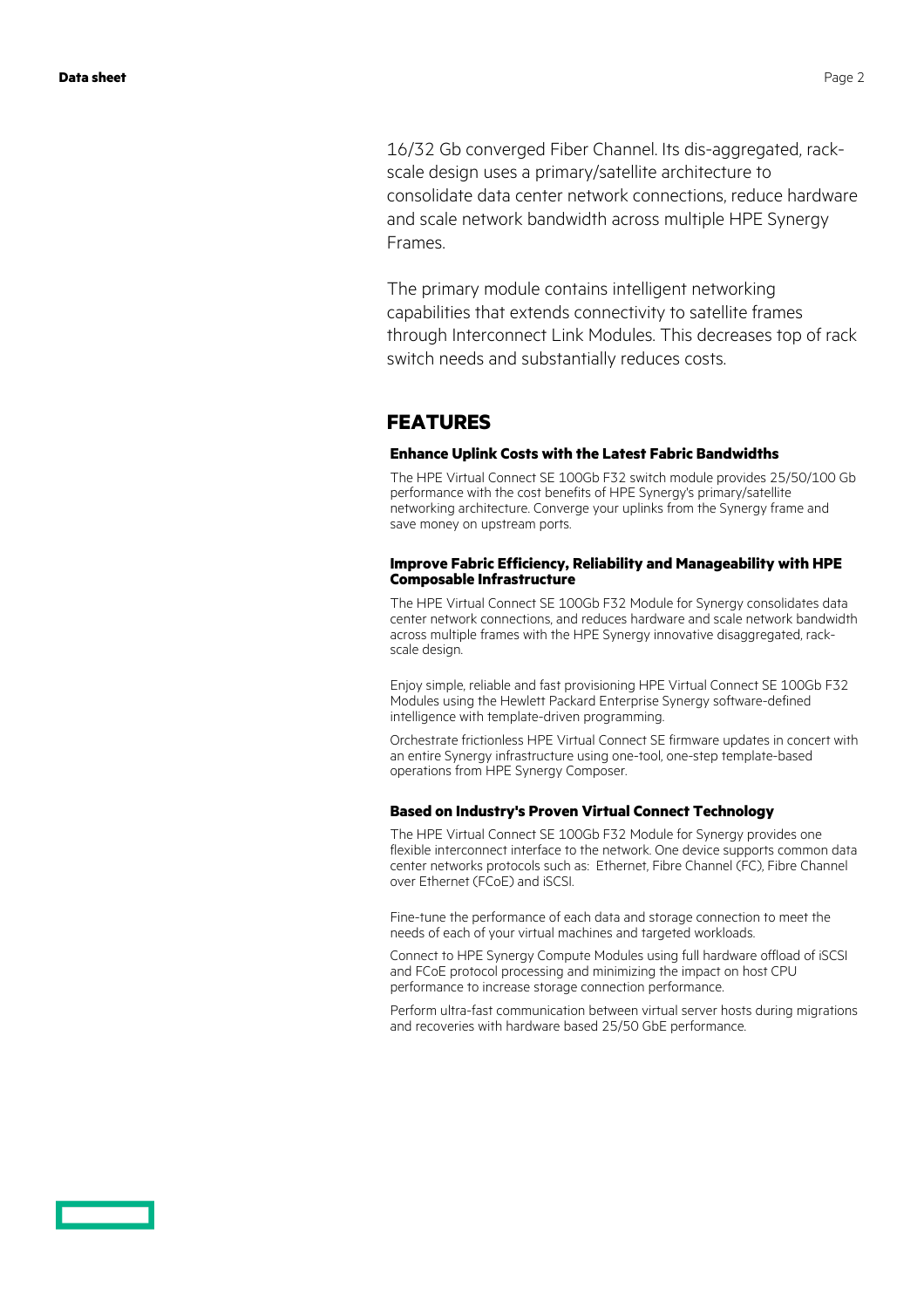16/32 Gb converged Fiber Channel. Its dis-aggregated, rack-scale design uses a primary/satellite architecture to consolidate data center network connections, reduce hardware and scale network bandwidth across multiple HPE Synergy Frames.

The primary module contains intelligent networking capabilities that extends connectivity to satellite frames through Interconnect Link Modules. This decreases top of rack switch needs and substantially reduces costs.

## FEATURES

### Enhance Uplink Costs with the Latest Fabric Bandwidths

The HPE Virtual Connect SE 100Gb F32 switch module provides 25/50/100 Gb performance with the cost benefits of HPE Synergy's primary/satellite networking architecture. Converge your uplinks from the Synergy frame and save money on upstream ports.

### Improve Fabric Efficiency, Reliability and Manageability with HPE Composable Infrastructure

The HPE Virtual Connect SE 100Gb F32 Module for Synergy consolidates data center network connections, and reduces hardware and scale network bandwidth across multiple frames with the HPE Synergy innovative disaggregated, rack-scale design.

Enjoy simple, reliable and fast provisioning HPE Virtual Connect SE 100Gb F32 Modules using the Hewlett Packard Enterprise Synergy software-defined intelligence with template-driven programming.

Orchestrate frictionless HPE Virtual Connect SE firmware updates in concert with an entire Synergy infrastructure using one-tool, one-step template-based operations from HPE Synergy Composer.

### Based on Industry's Proven Virtual Connect Technology

The HPE Virtual Connect SE 100Gb F32 Module for Synergy provides one flexible interconnect interface to the network. One device supports common data center networks protocols such as: Ethernet, Fibre Channel (FC), Fibre Channel over Ethernet (FCoE) and iSCSI.

Fine-tune the performance of each data and storage connection to meet the needs of each of your virtual machines and targeted workloads.

Connect to HPE Synergy Compute Modules using full hardware offload of iSCSI and FCoE protocol processing and minimizing the impact on host CPU performance to increase storage connection performance.

Perform ultra-fast communication between virtual server hosts during migrations and recoveries with hardware based 25/50 GbE performance.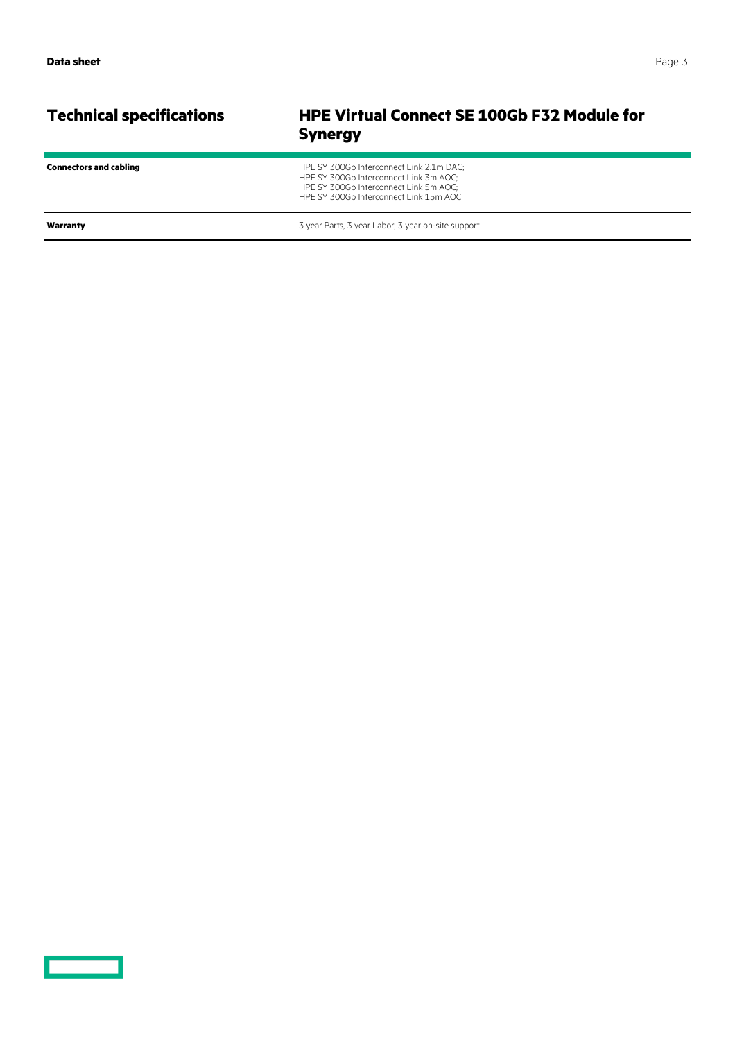## Technical specifications

## HPE Virtual Connect SE 100Gb F32 Module for Synergy

| | |
|---|---|
| **Connectors and cabling** | HPE SY 300Gb Interconnect Link 2.1m DAC; HPE SY 300Gb Interconnect Link 3m AOC; HPE SY 300Gb Interconnect Link 5m AOC; HPE SY 300Gb Interconnect Link 15m AOC |
| **Warranty** | 3 year Parts, 3 year Labor, 3 year on-site support |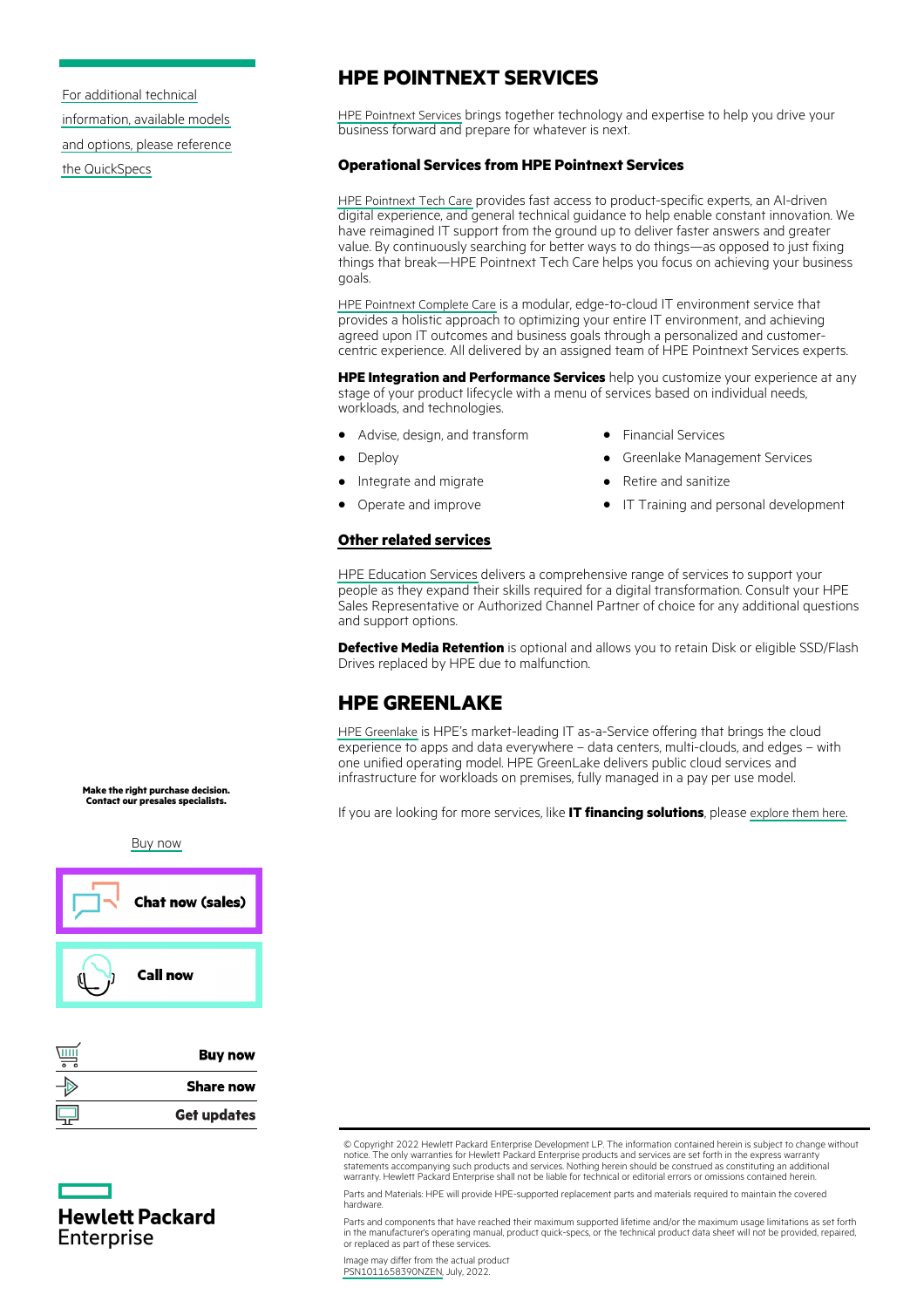For additional technical information, available models and options, please reference the QuickSpecs

## HPE POINTNEXT SERVICES

HPE Pointnext Services brings together technology and expertise to help you drive your business forward and prepare for whatever is next.

### Operational Services from HPE Pointnext Services

HPE Pointnext Tech Care provides fast access to product-specific experts, an AI-driven digital experience, and general technical guidance to help enable constant innovation. We have reimagined IT support from the ground up to deliver faster answers and greater value. By continuously searching for better ways to do things—as opposed to just fixing things that break—HPE Pointnext Tech Care helps you focus on achieving your business goals.

HPE Pointnext Complete Care is a modular, edge-to-cloud IT environment service that provides a holistic approach to optimizing your entire IT environment, and achieving agreed upon IT outcomes and business goals through a personalized and customer-centric experience. All delivered by an assigned team of HPE Pointnext Services experts.

**HPE Integration and Performance Services** help you customize your experience at any stage of your product lifecycle with a menu of services based on individual needs, workloads, and technologies.

- Advise, design, and transform
- Deploy
- Integrate and migrate
- Operate and improve
- Financial Services
- Greenlake Management Services
- Retire and sanitize
- IT Training and personal development

### Other related services

HPE Education Services delivers a comprehensive range of services to support your people as they expand their skills required for a digital transformation. Consult your HPE Sales Representative or Authorized Channel Partner of choice for any additional questions and support options.

**Defective Media Retention** is optional and allows you to retain Disk or eligible SSD/Flash Drives replaced by HPE due to malfunction.

## HPE GREENLAKE

HPE Greenlake is HPE's market-leading IT as-a-Service offering that brings the cloud experience to apps and data everywhere – data centers, multi-clouds, and edges – with one unified operating model. HPE GreenLake delivers public cloud services and infrastructure for workloads on premises, fully managed in a pay per use model.

If you are looking for more services, like **IT financing solutions**, please explore them here.

**Make the right purchase decision. Contact our presales specialists.**

Buy now

**Chat now (sales)**

**Call now**

**Buy now**

**Share now**

**Get updates**

**Hewlett Packard** Enterprise

© Copyright 2022 Hewlett Packard Enterprise Development LP. The information contained herein is subject to change without notice. The only warranties for Hewlett Packard Enterprise products and services are set forth in the express warranty statements accompanying such products and services. Nothing herein should be construed as constituting an additional warranty. Hewlett Packard Enterprise shall not be liable for technical or editorial errors or omissions contained herein.

Parts and Materials: HPE will provide HPE-supported replacement parts and materials required to maintain the covered hardware.

Parts and components that have reached their maximum supported lifetime and/or the maximum usage limitations as set forth in the manufacturer's operating manual, product quick-specs, or the technical product data sheet will not be provided, repaired, or replaced as part of these services.

Image may differ from the actual product

PSN1011658390NZEN, July, 2022.